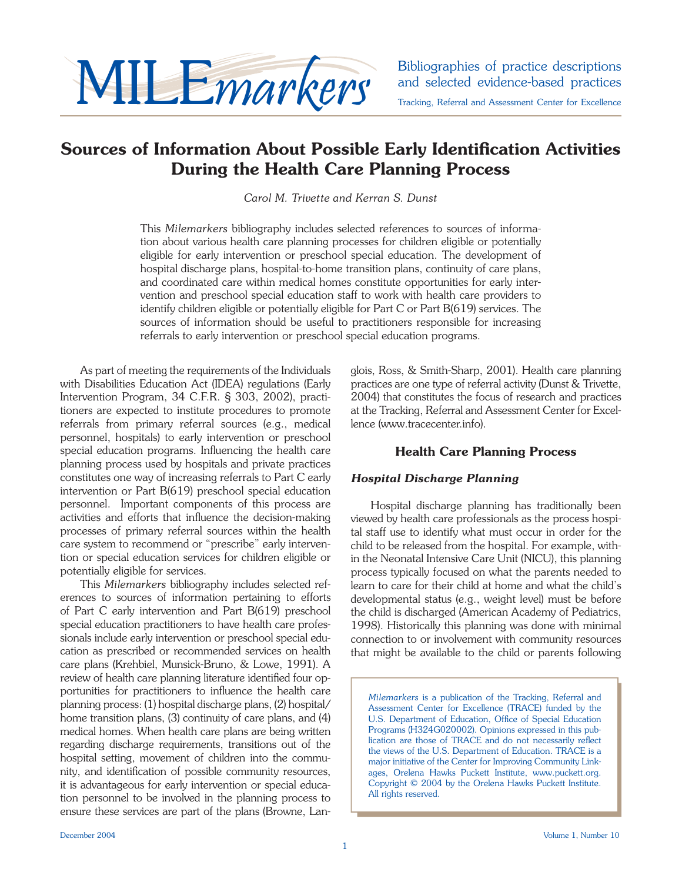# MILE*markers*

Bibliographies of practice descriptions and selected evidence-based practices

Tracking, Referral and Assessment Center for Excellence

## Sources of Information About Possible Early Identification Activities During the Health Care Planning Process

*Carol M. Trivette and Kerran S. Dunst*

This *Milemarkers* bibliography includes selected references to sources of information about various health care planning processes for children eligible or potentially eligible for early intervention or preschool special education. The development of hospital discharge plans, hospital-to-home transition plans, continuity of care plans, and coordinated care within medical homes constitute opportunities for early intervention and preschool special education staff to work with health care providers to identify children eligible or potentially eligible for Part C or Part B(619) services. The sources of information should be useful to practitioners responsible for increasing referrals to early intervention or preschool special education programs.

As part of meeting the requirements of the Individuals with Disabilities Education Act (IDEA) regulations (Early Intervention Program, 34 C.F.R. § 303, 2002), practitioners are expected to institute procedures to promote referrals from primary referral sources (e.g., medical personnel, hospitals) to early intervention or preschool special education programs. Influencing the health care planning process used by hospitals and private practices constitutes one way of increasing referrals to Part C early intervention or Part B(619) preschool special education personnel. Important components of this process are activities and efforts that influence the decision-making processes of primary referral sources within the health care system to recommend or "prescribe" early intervention or special education services for children eligible or potentially eligible for services.

This *Milemarkers* bibliography includes selected references to sources of information pertaining to efforts of Part C early intervention and Part B(619) preschool special education practitioners to have health care professionals include early intervention or preschool special education as prescribed or recommended services on health care plans (Krehbiel, Munsick-Bruno, & Lowe, 1991). A review of health care planning literature identified four opportunities for practitioners to influence the health care planning process: (1) hospital discharge plans, (2) hospital/home transition plans, (3) continuity of care plans, and (4) medical homes. When health care plans are being written regarding discharge requirements, transitions out of the hospital setting, movement of children into the community, and identification of possible community resources, it is advantageous for early intervention or special education personnel to be involved in the planning process to ensure these services are part of the plans (Browne, Langlois, Ross, & Smith-Sharp, 2001). Health care planning practices are one type of referral activity (Dunst & Trivette, 2004) that constitutes the focus of research and practices at the Tracking, Referral and Assessment Center for Excellence (www.tracecenter.info).

### Health Care Planning Process

#### *Hospital Discharge Planning*

Hospital discharge planning has traditionally been viewed by health care professionals as the process hospital staff use to identify what must occur in order for the child to be released from the hospital. For example, within the Neonatal Intensive Care Unit (NICU), this planning process typically focused on what the parents needed to learn to care for their child at home and what the child's developmental status (e.g., weight level) must be before the child is discharged (American Academy of Pediatrics, 1998). Historically this planning was done with minimal connection to or involvement with community resources that might be available to the child or parents following

*Milemarkers* is a publication of the Tracking, Referral and Assessment Center for Excellence (TRACE) funded by the U.S. Department of Education, Office of Special Education Programs (H324G020002). Opinions expressed in this publication are those of TRACE and do not necessarily reflect the views of the U.S. Department of Education. TRACE is a major initiative of the Center for Improving Community Linkages, Orelena Hawks Puckett Institute, www.puckett.org. Copyright © 2004 by the Orelena Hawks Puckett Institute. All rights reserved.

December 2004 Volume 1, Number 10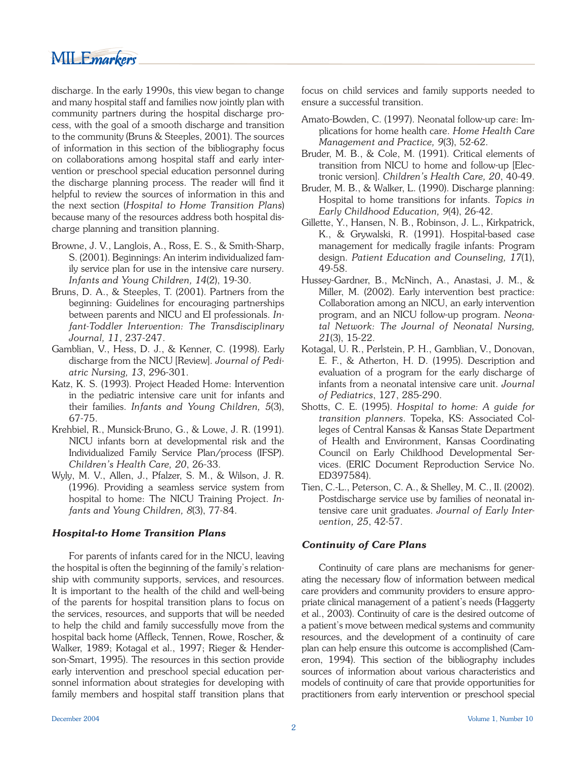discharge. In the early 1990s, this view began to change and many hospital staff and families now jointly plan with community partners during the hospital discharge process, with the goal of a smooth discharge and transition to the community (Bruns & Steeples, 2001). The sources of information in this section of the bibliography focus on collaborations among hospital staff and early intervention or preschool special education personnel during the discharge planning process. The reader will find it helpful to review the sources of information in this and the next section (*Hospital to Home Transition Plans*) because many of the resources address both hospital discharge planning and transition planning.

Browne, J. V., Langlois, A., Ross, E. S., & Smith-Sharp, S. (2001). Beginnings: An interim individualized family service plan for use in the intensive care nursery. *Infants and Young Children, 14*(2), 19-30.

Bruns, D. A., & Steeples, T. (2001). Partners from the beginning: Guidelines for encouraging partnerships between parents and NICU and EI professionals. *Infant-Toddler Intervention: The Transdisciplinary Journal, 11*, 237-247.

Gamblian, V., Hess, D. J., & Kenner, C. (1998). Early discharge from the NICU [Review]. *Journal of Pediatric Nursing, 13*, 296-301.

Katz, K. S. (1993). Project Headed Home: Intervention in the pediatric intensive care unit for infants and their families. *Infants and Young Children, 5*(3), 67-75.

Krehbiel, R., Munsick-Bruno, G., & Lowe, J. R. (1991). NICU infants born at developmental risk and the Individualized Family Service Plan/process (IFSP). *Children's Health Care, 20*, 26-33.

Wyly, M. V., Allen, J., Pfalzer, S. M., & Wilson, J. R. (1996). Providing a seamless service system from hospital to home: The NICU Training Project. *Infants and Young Children, 8*(3), 77-84.

### Hospital-to Home Transition Plans

For parents of infants cared for in the NICU, leaving the hospital is often the beginning of the family's relationship with community supports, services, and resources. It is important to the health of the child and well-being of the parents for hospital transition plans to focus on the services, resources, and supports that will be needed to help the child and family successfully move from the hospital back home (Affleck, Tennen, Rowe, Roscher, & Walker, 1989; Kotagal et al., 1997; Rieger & Henderson-Smart, 1995). The resources in this section provide early intervention and preschool special education personnel information about strategies for developing with family members and hospital staff transition plans that focus on child services and family supports needed to ensure a successful transition.

Amato-Bowden, C. (1997). Neonatal follow-up care: Implications for home health care. *Home Health Care Management and Practice, 9*(3), 52-62.

Bruder, M. B., & Cole, M. (1991). Critical elements of transition from NICU to home and follow-up [Electronic version]. *Children's Health Care, 20*, 40-49.

Bruder, M. B., & Walker, L. (1990). Discharge planning: Hospital to home transitions for infants. *Topics in Early Childhood Education, 9*(4), 26-42.

Gillette, Y., Hansen, N. B., Robinson, J. L., Kirkpatrick, K., & Grywalski, R. (1991). Hospital-based case management for medically fragile infants: Program design. *Patient Education and Counseling, 17*(1), 49-58.

Hussey-Gardner, B., McNinch, A., Anastasi, J. M., & Miller, M. (2002). Early intervention best practice: Collaboration among an NICU, an early intervention program, and an NICU follow-up program. *Neonatal Network: The Journal of Neonatal Nursing, 21*(3), 15-22.

Kotagal, U. R., Perlstein, P. H., Gamblian, V., Donovan, E. F., & Atherton, H. D. (1995). Description and evaluation of a program for the early discharge of infants from a neonatal intensive care unit. *Journal of Pediatrics*, 127, 285-290.

Shotts, C. E. (1995). *Hospital to home: A guide for transition planners*. Topeka, KS: Associated Colleges of Central Kansas & Kansas State Department of Health and Environment, Kansas Coordinating Council on Early Childhood Developmental Services. (ERIC Document Reproduction Service No. ED397584).

Tien, C.-L., Peterson, C. A., & Shelley, M. C., II. (2002). Postdischarge service use by families of neonatal intensive care unit graduates. *Journal of Early Intervention, 25*, 42-57.

### Continuity of Care Plans

Continuity of care plans are mechanisms for generating the necessary flow of information between medical care providers and community providers to ensure appropriate clinical management of a patient's needs (Haggerty et al., 2003). Continuity of care is the desired outcome of a patient's move between medical systems and community resources, and the development of a continuity of care plan can help ensure this outcome is accomplished (Cameron, 1994). This section of the bibliography includes sources of information about various characteristics and models of continuity of care that provide opportunities for practitioners from early intervention or preschool special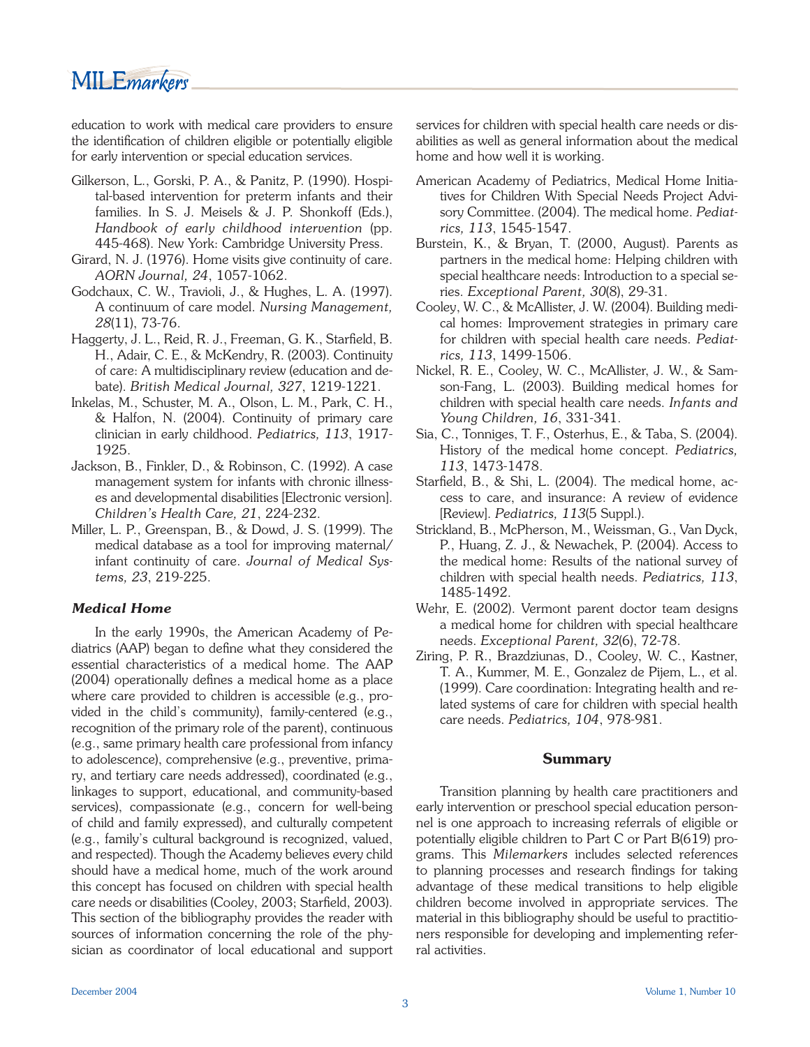education to work with medical care providers to ensure the identification of children eligible or potentially eligible for early intervention or special education services.

Gilkerson, L., Gorski, P. A., & Panitz, P. (1990). Hospital-based intervention for preterm infants and their families. In S. J. Meisels & J. P. Shonkoff (Eds.), *Handbook of early childhood intervention* (pp. 445-468). New York: Cambridge University Press.

Girard, N. J. (1976). Home visits give continuity of care. *AORN Journal, 24*, 1057-1062.

Godchaux, C. W., Travioli, J., & Hughes, L. A. (1997). A continuum of care model. *Nursing Management, 28*(11), 73-76.

Haggerty, J. L., Reid, R. J., Freeman, G. K., Starfield, B. H., Adair, C. E., & McKendry, R. (2003). Continuity of care: A multidisciplinary review (education and debate). *British Medical Journal, 327*, 1219-1221.

Inkelas, M., Schuster, M. A., Olson, L. M., Park, C. H., & Halfon, N. (2004). Continuity of primary care clinician in early childhood. *Pediatrics, 113*, 1917-1925.

Jackson, B., Finkler, D., & Robinson, C. (1992). A case management system for infants with chronic illnesses and developmental disabilities [Electronic version]. *Children's Health Care, 21*, 224-232.

Miller, L. P., Greenspan, B., & Dowd, J. S. (1999). The medical database as a tool for improving maternal/infant continuity of care. *Journal of Medical Systems, 23*, 219-225.

### *Medical Home*

In the early 1990s, the American Academy of Pediatrics (AAP) began to define what they considered the essential characteristics of a medical home. The AAP (2004) operationally defines a medical home as a place where care provided to children is accessible (e.g., provided in the child's community), family-centered (e.g., recognition of the primary role of the parent), continuous (e.g., same primary health care professional from infancy to adolescence), comprehensive (e.g., preventive, primary, and tertiary care needs addressed), coordinated (e.g., linkages to support, educational, and community-based services), compassionate (e.g., concern for well-being of child and family expressed), and culturally competent (e.g., family's cultural background is recognized, valued, and respected). Though the Academy believes every child should have a medical home, much of the work around this concept has focused on children with special health care needs or disabilities (Cooley, 2003; Starfield, 2003). This section of the bibliography provides the reader with sources of information concerning the role of the physician as coordinator of local educational and support services for children with special health care needs or disabilities as well as general information about the medical home and how well it is working.

American Academy of Pediatrics, Medical Home Initiatives for Children With Special Needs Project Advisory Committee. (2004). The medical home. *Pediatrics, 113*, 1545-1547.

Burstein, K., & Bryan, T. (2000, August). Parents as partners in the medical home: Helping children with special healthcare needs: Introduction to a special series. *Exceptional Parent, 30*(8), 29-31.

Cooley, W. C., & McAllister, J. W. (2004). Building medical homes: Improvement strategies in primary care for children with special health care needs. *Pediatrics, 113*, 1499-1506.

Nickel, R. E., Cooley, W. C., McAllister, J. W., & Samson-Fang, L. (2003). Building medical homes for children with special health care needs. *Infants and Young Children, 16*, 331-341.

Sia, C., Tonniges, T. F., Osterhus, E., & Taba, S. (2004). History of the medical home concept. *Pediatrics, 113*, 1473-1478.

Starfield, B., & Shi, L. (2004). The medical home, access to care, and insurance: A review of evidence [Review]. *Pediatrics, 113*(5 Suppl.).

Strickland, B., McPherson, M., Weissman, G., Van Dyck, P., Huang, Z. J., & Newachek, P. (2004). Access to the medical home: Results of the national survey of children with special health needs. *Pediatrics, 113*, 1485-1492.

Wehr, E. (2002). Vermont parent doctor team designs a medical home for children with special healthcare needs. *Exceptional Parent, 32*(6), 72-78.

Ziring, P. R., Brazdziunas, D., Cooley, W. C., Kastner, T. A., Kummer, M. E., Gonzalez de Pijem, L., et al. (1999). Care coordination: Integrating health and related systems of care for children with special health care needs. *Pediatrics, 104*, 978-981.

## Summary

Transition planning by health care practitioners and early intervention or preschool special education personnel is one approach to increasing referrals of eligible or potentially eligible children to Part C or Part B(619) programs. This *Milemarkers* includes selected references to planning processes and research findings for taking advantage of these medical transitions to help eligible children become involved in appropriate services. The material in this bibliography should be useful to practitioners responsible for developing and implementing referral activities.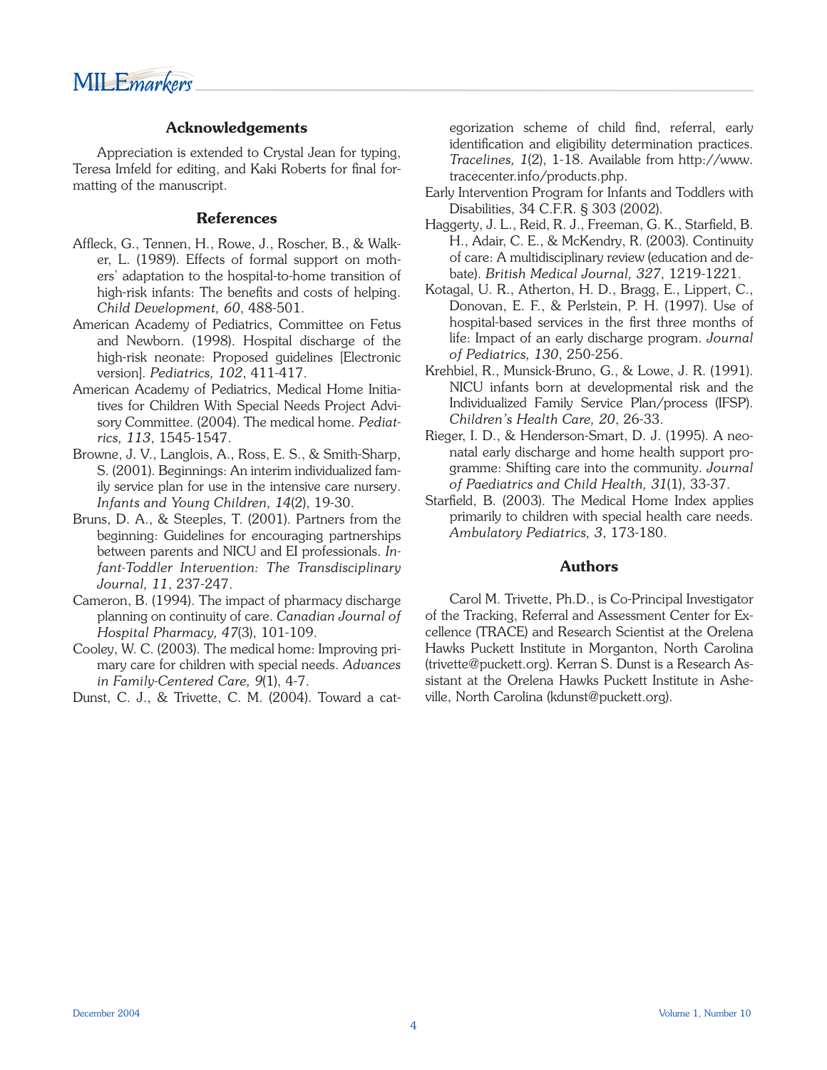## Acknowledgements

Appreciation is extended to Crystal Jean for typing, Teresa Imfeld for editing, and Kaki Roberts for final formatting of the manuscript.

## References

Affleck, G., Tennen, H., Rowe, J., Roscher, B., & Walker, L. (1989). Effects of formal support on mothers' adaptation to the hospital-to-home transition of high-risk infants: The benefits and costs of helping. *Child Development, 60*, 488-501.

American Academy of Pediatrics, Committee on Fetus and Newborn. (1998). Hospital discharge of the high-risk neonate: Proposed guidelines [Electronic version]. *Pediatrics, 102*, 411-417.

American Academy of Pediatrics, Medical Home Initiatives for Children With Special Needs Project Advisory Committee. (2004). The medical home. *Pediatrics, 113*, 1545-1547.

Browne, J. V., Langlois, A., Ross, E. S., & Smith-Sharp, S. (2001). Beginnings: An interim individualized family service plan for use in the intensive care nursery. *Infants and Young Children, 14*(2), 19-30.

Bruns, D. A., & Steeples, T. (2001). Partners from the beginning: Guidelines for encouraging partnerships between parents and NICU and EI professionals. *Infant-Toddler Intervention: The Transdisciplinary Journal, 11*, 237-247.

Cameron, B. (1994). The impact of pharmacy discharge planning on continuity of care. *Canadian Journal of Hospital Pharmacy, 47*(3), 101-109.

Cooley, W. C. (2003). The medical home: Improving primary care for children with special needs. *Advances in Family-Centered Care, 9*(1), 4-7.

Dunst, C. J., & Trivette, C. M. (2004). Toward a categorization scheme of child find, referral, early identification and eligibility determination practices. *Tracelines, 1*(2), 1-18. Available from http://www.tracecenter.info/products.php.

Early Intervention Program for Infants and Toddlers with Disabilities, 34 C.F.R. § 303 (2002).

Haggerty, J. L., Reid, R. J., Freeman, G. K., Starfield, B. H., Adair, C. E., & McKendry, R. (2003). Continuity of care: A multidisciplinary review (education and debate). *British Medical Journal, 327*, 1219-1221.

Kotagal, U. R., Atherton, H. D., Bragg, E., Lippert, C., Donovan, E. F., & Perlstein, P. H. (1997). Use of hospital-based services in the first three months of life: Impact of an early discharge program. *Journal of Pediatrics, 130*, 250-256.

Krehbiel, R., Munsick-Bruno, G., & Lowe, J. R. (1991). NICU infants born at developmental risk and the Individualized Family Service Plan/process (IFSP). *Children's Health Care, 20*, 26-33.

Rieger, I. D., & Henderson-Smart, D. J. (1995). A neonatal early discharge and home health support programme: Shifting care into the community. *Journal of Paediatrics and Child Health, 31*(1), 33-37.

Starfield, B. (2003). The Medical Home Index applies primarily to children with special health care needs. *Ambulatory Pediatrics, 3*, 173-180.

## Authors

Carol M. Trivette, Ph.D., is Co-Principal Investigator of the Tracking, Referral and Assessment Center for Excellence (TRACE) and Research Scientist at the Orelena Hawks Puckett Institute in Morganton, North Carolina (trivette@puckett.org). Kerran S. Dunst is a Research Assistant at the Orelena Hawks Puckett Institute in Asheville, North Carolina (kdunst@puckett.org).